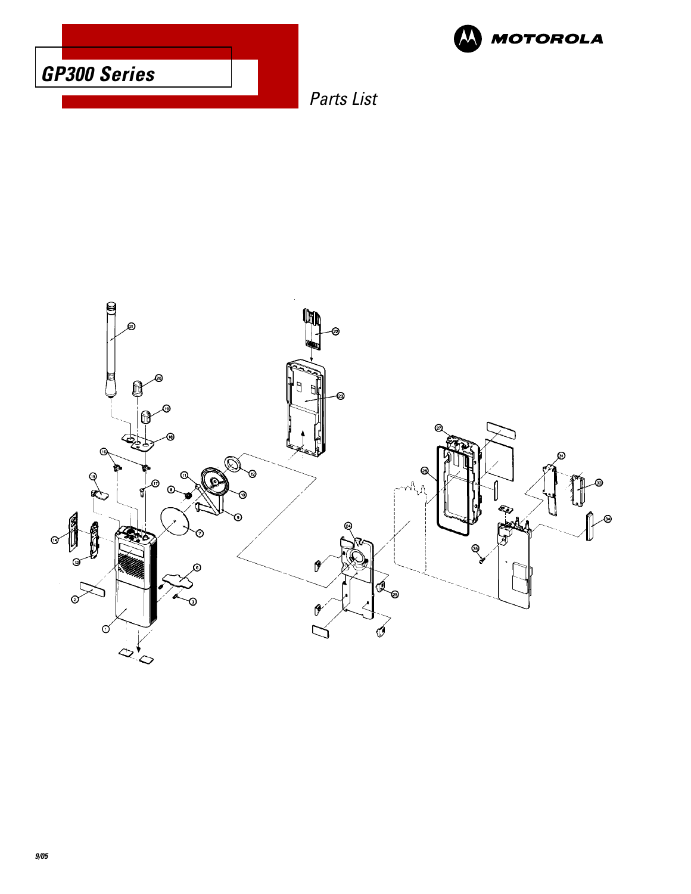# GP300 Series

MOTOROLA

*Parts List*

9/05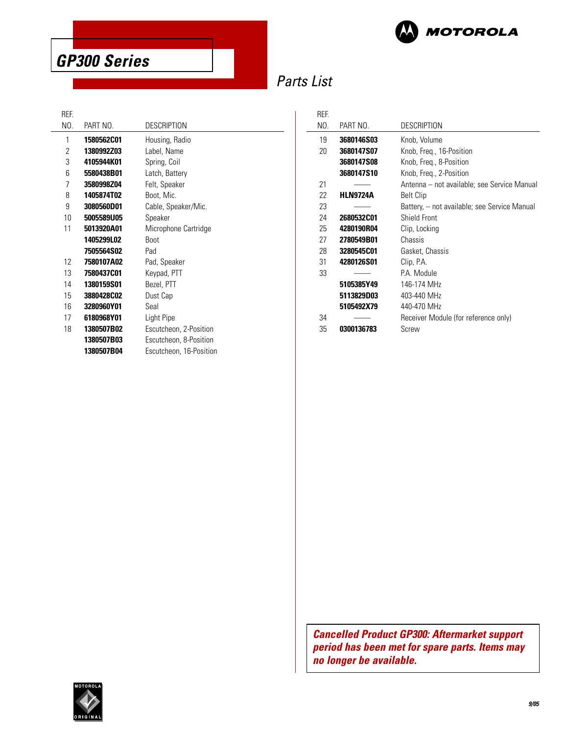# GP300 Series

## Parts List

| REF. NO. | PART NO. | DESCRIPTION |
|---|---|---|
| 1 | **1580562C01** | Housing, Radio |
| 2 | **1380992Z03** | Label, Name |
| 3 | **4105944K01** | Spring, Coil |
| 6 | **5580438B01** | Latch, Battery |
| 7 | **3580998Z04** | Felt, Speaker |
| 8 | **1405874T02** | Boot, Mic. |
| 9 | **3080560D01** | Cable, Speaker/Mic. |
| 10 | **5005589U05** | Speaker |
| 11 | **5013920A01** | Microphone Cartridge |
| | **1405299L02** | Boot |
| | **7505564S02** | Pad |
| 12 | **7580107A02** | Pad, Speaker |
| 13 | **7580437C01** | Keypad, PTT |
| 14 | **1380159S01** | Bezel, PTT |
| 15 | **3880428C02** | Dust Cap |
| 16 | **3280960Y01** | Seal |
| 17 | **6180968Y01** | Light Pipe |
| 18 | **1380507B02** | Escutcheon, 2-Position |
| | **1380507B03** | Escutcheon, 8-Position |
| | **1380507B04** | Escutcheon, 16-Position |
| 19 | **3680146S03** | Knob, Volume |
| 20 | **3680147S07** | Knob, Freq., 16-Position |
| | **3680147S08** | Knob, Freq., 8-Position |
| | **3680147S10** | Knob, Freq., 2-Position |
| 21 | —— | Antenna – not available; see Service Manual |
| 22 | **HLN9724A** | Belt Clip |
| 23 | —— | Battery, – not available; see Service Manual |
| 24 | **2680532C01** | Shield Front |
| 25 | **4280190R04** | Clip, Locking |
| 27 | **2780549B01** | Chassis |
| 28 | **3280545C01** | Gasket, Chassis |
| 31 | **4280126S01** | Clip, P.A. |
| 33 | —— | P.A. Module |
| | **5105385Y49** | 146-174 MHz |
| | **5113829D03** | 403-440 MHz |
| | **5105492X79** | 440-470 MHz |
| 34 | —— | Receiver Module (for reference only) |
| 35 | **0300136783** | Screw |

***Cancelled Product GP300: Aftermarket support period has been met for spare parts. Items may no longer be available.***

9/05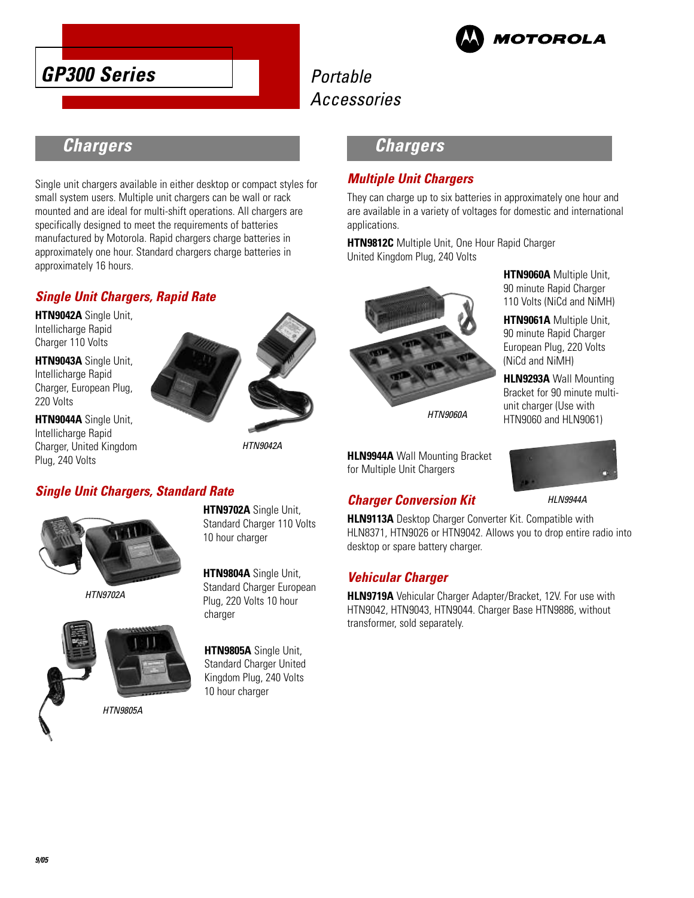# GP300 Series

Portable Accessories

## Chargers

Single unit chargers available in either desktop or compact styles for small system users. Multiple unit chargers can be wall or rack mounted and are ideal for multi-shift operations. All chargers are specifically designed to meet the requirements of batteries manufactured by Motorola. Rapid chargers charge batteries in approximately one hour. Standard chargers charge batteries in approximately 16 hours.

### Single Unit Chargers, Rapid Rate

**HTN9042A** Single Unit, Intellicharge Rapid Charger 110 Volts

**HTN9043A** Single Unit, Intellicharge Rapid Charger, European Plug, 220 Volts

**HTN9044A** Single Unit, Intellicharge Rapid Charger, United Kingdom Plug, 240 Volts

*HTN9042A*

### Single Unit Chargers, Standard Rate

**HTN9702A** Single Unit, Standard Charger 110 Volts 10 hour charger

*HTN9702A*

**HTN9804A** Single Unit, Standard Charger European Plug, 220 Volts 10 hour charger

**HTN9805A** Single Unit, Standard Charger United Kingdom Plug, 240 Volts 10 hour charger

*HTN9805A*

## Chargers

### Multiple Unit Chargers

They can charge up to six batteries in approximately one hour and are available in a variety of voltages for domestic and international applications.

**HTN9812C** Multiple Unit, One Hour Rapid Charger United Kingdom Plug, 240 Volts

**HTN9060A** Multiple Unit, 90 minute Rapid Charger 110 Volts (NiCd and NiMH)

**HTN9061A** Multiple Unit, 90 minute Rapid Charger European Plug, 220 Volts (NiCd and NiMH)

**HLN9293A** Wall Mounting Bracket for 90 minute multi-unit charger (Use with HTN9060 and HLN9061)

*HTN9060A*

**HLN9944A** Wall Mounting Bracket for Multiple Unit Chargers

*HLN9944A*

### Charger Conversion Kit

**HLN9113A** Desktop Charger Converter Kit. Compatible with HLN8371, HTN9026 or HTN9042. Allows you to drop entire radio into desktop or spare battery charger.

### Vehicular Charger

**HLN9719A** Vehicular Charger Adapter/Bracket, 12V. For use with HTN9042, HTN9043, HTN9044. Charger Base HTN9886, without transformer, sold separately.

9/05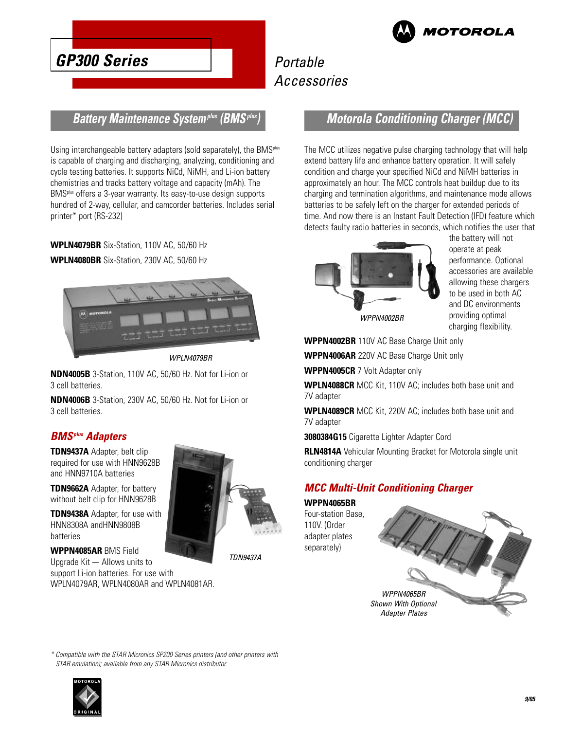# GP300 Series

*Portable Accessories*

## Battery Maintenance System^plus (BMS^plus)

Using interchangeable battery adapters (sold separately), the BMS^plus is capable of charging and discharging, analyzing, conditioning and cycle testing batteries. It supports NiCd, NiMH, and Li-ion battery chemistries and tracks battery voltage and capacity (mAh). The BMS^plus offers a 3-year warranty. Its easy-to-use design supports hundred of 2-way, cellular, and camcorder batteries. Includes serial printer* port (RS-232)

**WPLN4079BR** Six-Station, 110V AC, 50/60 Hz

**WPLN4080BR** Six-Station, 230V AC, 50/60 Hz

*WPLN4079BR*

**NDN4005B** 3-Station, 110V AC, 50/60 Hz. Not for Li-ion or 3 cell batteries.

**NDN4006B** 3-Station, 230V AC, 50/60 Hz. Not for Li-ion or 3 cell batteries.

### BMS^plus Adapters

**TDN9437A** Adapter, belt clip required for use with HNN9628B and HNN9710A batteries

**TDN9662A** Adapter, for battery without belt clip for HNN9628B

**TDN9438A** Adapter, for use with HNN8308A andHNN9808B batteries

**WPPN4085AR** BMS Field Upgrade Kit –- Allows units to support Li-ion batteries. For use with WPLN4079AR, WPLN4080AR and WPLN4081AR.

*TDN9437A*

## Motorola Conditioning Charger (MCC)

The MCC utilizes negative pulse charging technology that will help extend battery life and enhance battery operation. It will safely condition and charge your specified NiCd and NiMH batteries in approximately an hour. The MCC controls heat buildup due to its charging and termination algorithms, and maintenance mode allows batteries to be safely left on the charger for extended periods of time. And now there is an Instant Fault Detection (IFD) feature which detects faulty radio batteries in seconds, which notifies the user that the battery will not operate at peak performance. Optional accessories are available allowing these chargers to be used in both AC and DC environments providing optimal charging flexibility.

*WPPN4002BR*

**WPPN4002BR** 110V AC Base Charge Unit only

**WPPN4006AR** 220V AC Base Charge Unit only

**WPPN4005CR** 7 Volt Adapter only

**WPLN4088CR** MCC Kit, 110V AC; includes both base unit and 7V adapter

**WPLN4089CR** MCC Kit, 220V AC; includes both base unit and 7V adapter

**3080384G15** Cigarette Lighter Adapter Cord

**RLN4814A** Vehicular Mounting Bracket for Motorola single unit conditioning charger

### MCC Multi-Unit Conditioning Charger

**WPPN4065BR**
Four-station Base, 110V. (Order adapter plates separately)

*WPPN4065BR Shown With Optional Adapter Plates*

\* Compatible with the STAR Micronics SP200 Series printers (and other printers with STAR emulation); available from any STAR Micronics distributor.

9/05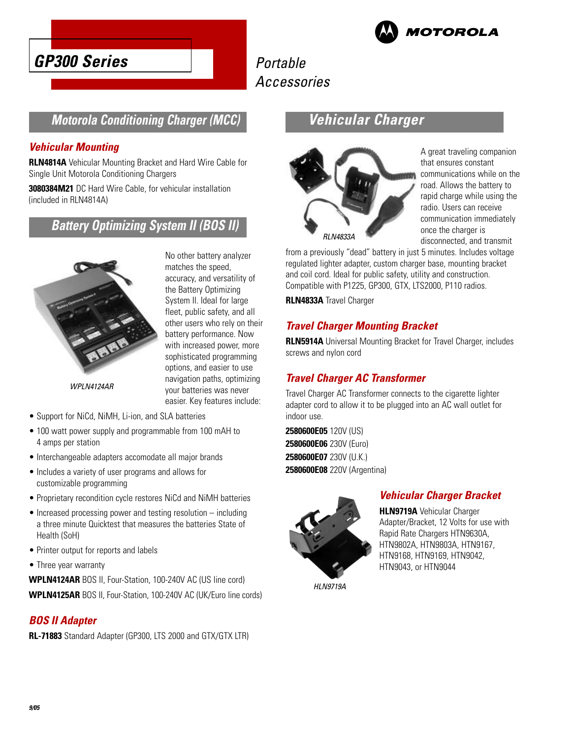# GP300 Series

## Portable Accessories

## Motorola Conditioning Charger (MCC)

### Vehicular Mounting

**RLN4814A** Vehicular Mounting Bracket and Hard Wire Cable for Single Unit Motorola Conditioning Chargers

**3080384M21** DC Hard Wire Cable, for vehicular installation (included in RLN4814A)

## Battery Optimizing System II (BOS II)

WPLN4124AR

No other battery analyzer matches the speed, accuracy, and versatility of the Battery Optimizing System II. Ideal for large fleet, public safety, and all other users who rely on their battery performance. Now with increased power, more sophisticated programming options, and easier to use navigation paths, optimizing your batteries was never easier. Key features include:

- Support for NiCd, NiMH, Li-ion, and SLA batteries
- 100 watt power supply and programmable from 100 mAH to 4 amps per station
- Interchangeable adapters accomodate all major brands
- Includes a variety of user programs and allows for customizable programming
- Proprietary recondition cycle restores NiCd and NiMH batteries
- Increased processing power and testing resolution – including a three minute Quicktest that measures the batteries State of Health (SoH)
- Printer output for reports and labels
- Three year warranty

**WPLN4124AR** BOS II, Four-Station, 100-240V AC (US line cord)

**WPLN4125AR** BOS II, Four-Station, 100-240V AC (UK/Euro line cords)

### BOS II Adapter

**RL-71883** Standard Adapter (GP300, LTS 2000 and GTX/GTX LTR)

## Vehicular Charger

RLN4833A

A great traveling companion that ensures constant communications while on the road. Allows the battery to rapid charge while using the radio. Users can receive communication immediately once the charger is disconnected, and transmit from a previously "dead" battery in just 5 minutes. Includes voltage regulated lighter adapter, custom charger base, mounting bracket and coil cord. Ideal for public safety, utility and construction. Compatible with P1225, GP300, GTX, LTS2000, P110 radios.

**RLN4833A** Travel Charger

### Travel Charger Mounting Bracket

**RLN5914A** Universal Mounting Bracket for Travel Charger, includes screws and nylon cord

### Travel Charger AC Transformer

Travel Charger AC Transformer connects to the cigarette lighter adapter cord to allow it to be plugged into an AC wall outlet for indoor use.

**2580600E05** 120V (US)
**2580600E06** 230V (Euro)
**2580600E07** 230V (U.K.)
**2580600E08** 220V (Argentina)

### Vehicular Charger Bracket

**HLN9719A** Vehicular Charger Adapter/Bracket, 12 Volts for use with Rapid Rate Chargers HTN9630A, HTN9802A, HTN9803A, HTN9167, HTN9168, HTN9169, HTN9042, HTN9043, or HTN9044

HLN9719A

9/05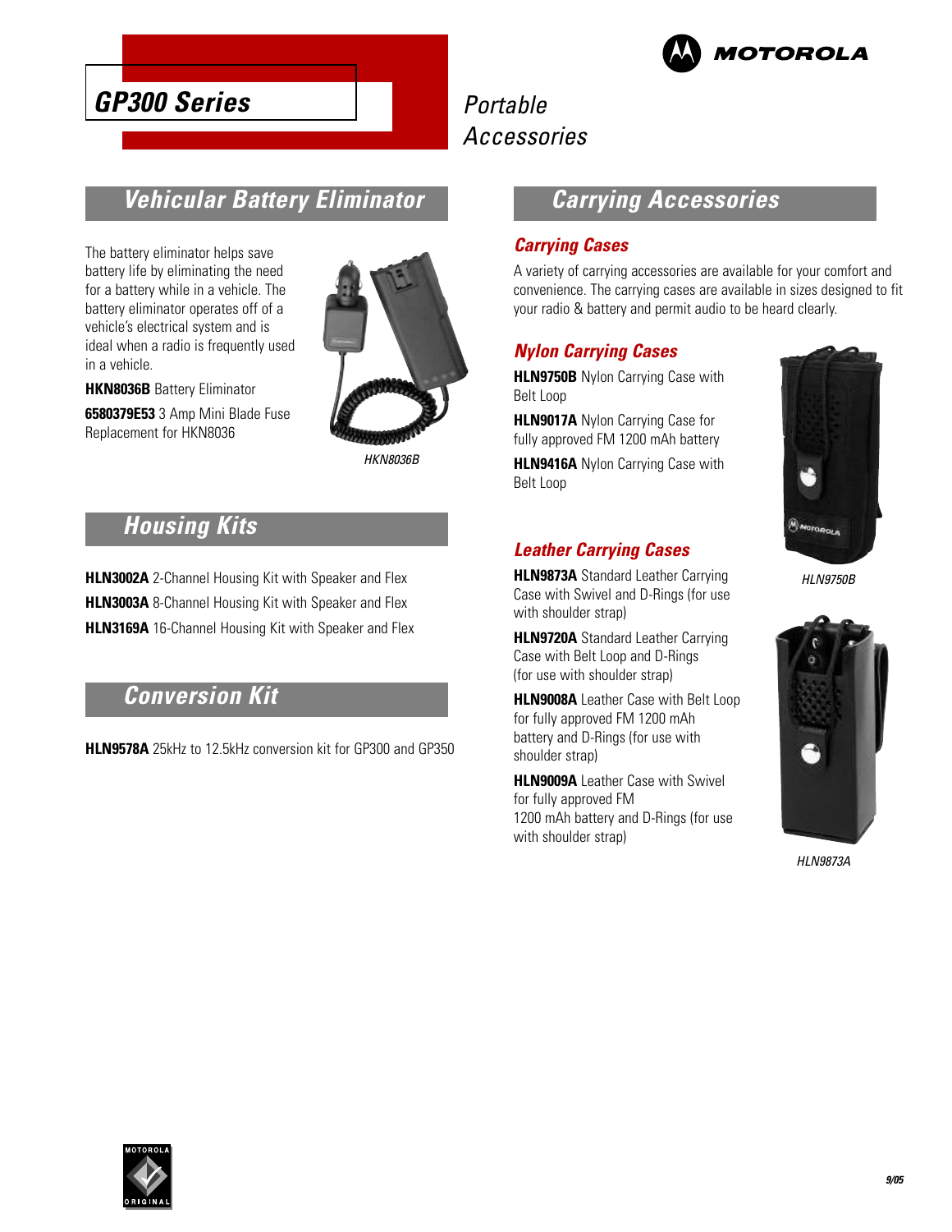# GP300 Series

Portable Accessories

## Vehicular Battery Eliminator

The battery eliminator helps save battery life by eliminating the need for a battery while in a vehicle. The battery eliminator operates off of a vehicle's electrical system and is ideal when a radio is frequently used in a vehicle.

**HKN8036B** Battery Eliminator

**6580379E53** 3 Amp Mini Blade Fuse Replacement for HKN8036

*HKN8036B*

## Housing Kits

**HLN3002A** 2-Channel Housing Kit with Speaker and Flex

**HLN3003A** 8-Channel Housing Kit with Speaker and Flex

**HLN3169A** 16-Channel Housing Kit with Speaker and Flex

## Conversion Kit

**HLN9578A** 25kHz to 12.5kHz conversion kit for GP300 and GP350

## Carrying Accessories

### Carrying Cases

A variety of carrying accessories are available for your comfort and convenience. The carrying cases are available in sizes designed to fit your radio & battery and permit audio to be heard clearly.

### Nylon Carrying Cases

**HLN9750B** Nylon Carrying Case with Belt Loop

**HLN9017A** Nylon Carrying Case for fully approved FM 1200 mAh battery

**HLN9416A** Nylon Carrying Case with Belt Loop

*HLN9750B*

### Leather Carrying Cases

**HLN9873A** Standard Leather Carrying Case with Swivel and D-Rings (for use with shoulder strap)

**HLN9720A** Standard Leather Carrying Case with Belt Loop and D-Rings (for use with shoulder strap)

**HLN9008A** Leather Case with Belt Loop for fully approved FM 1200 mAh battery and D-Rings (for use with shoulder strap)

**HLN9009A** Leather Case with Swivel for fully approved FM 1200 mAh battery and D-Rings (for use with shoulder strap)

*HLN9873A*

9/05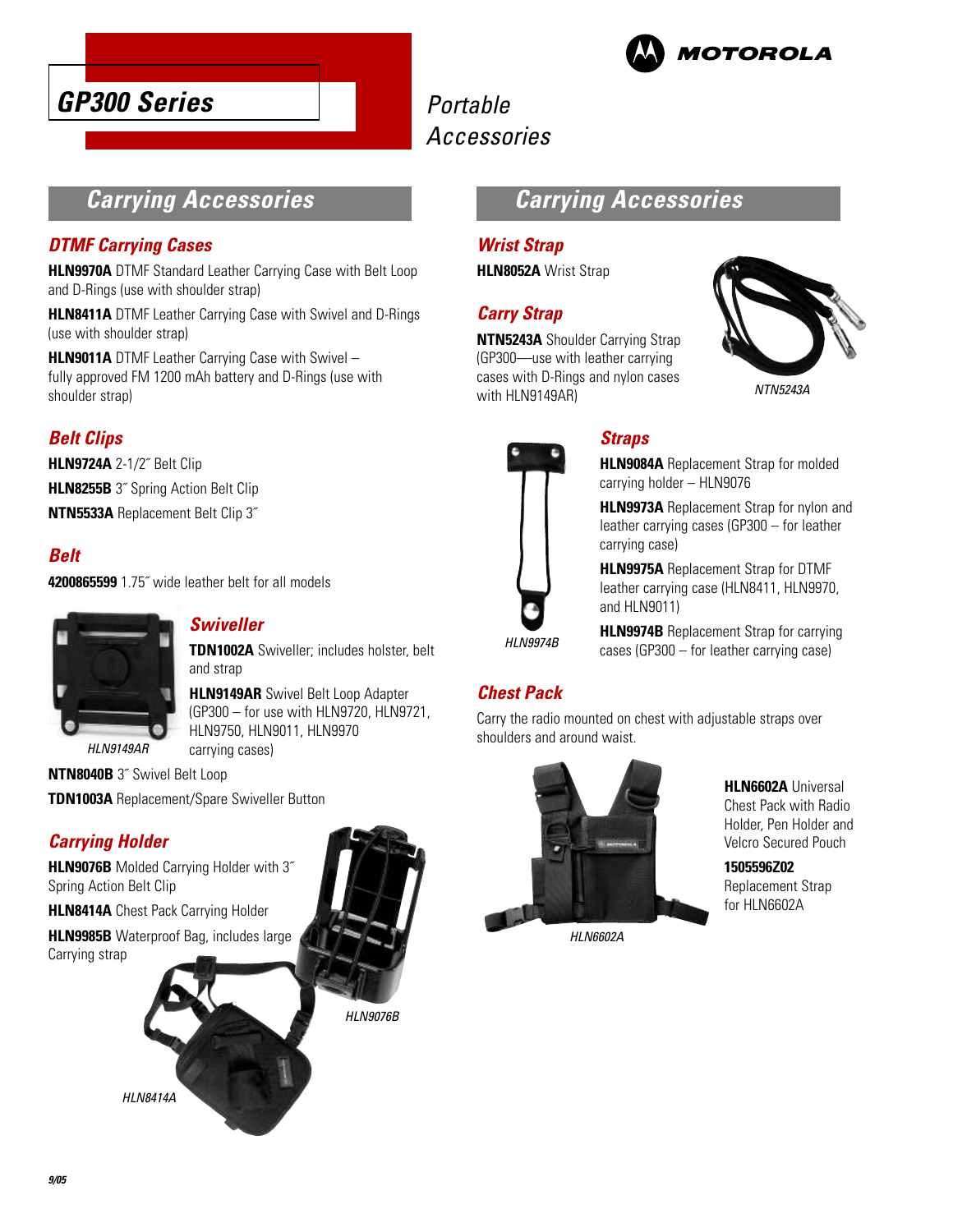# GP300 Series

Portable Accessories

## Carrying Accessories

### DTMF Carrying Cases

**HLN9970A** DTMF Standard Leather Carrying Case with Belt Loop and D-Rings (use with shoulder strap)

**HLN8411A** DTMF Leather Carrying Case with Swivel and D-Rings (use with shoulder strap)

**HLN9011A** DTMF Leather Carrying Case with Swivel – fully approved FM 1200 mAh battery and D-Rings (use with shoulder strap)

### Belt Clips

**HLN9724A** 2-1/2˝ Belt Clip

**HLN8255B** 3˝ Spring Action Belt Clip

**NTN5533A** Replacement Belt Clip 3˝

### Belt

**4200865599** 1.75˝ wide leather belt for all models

### Swiveller

HLN9149AR

**TDN1002A** Swiveller; includes holster, belt and strap

**HLN9149AR** Swivel Belt Loop Adapter (GP300 – for use with HLN9720, HLN9721, HLN9750, HLN9011, HLN9970 carrying cases)

**NTN8040B** 3˝ Swivel Belt Loop

**TDN1003A** Replacement/Spare Swiveller Button

### Carrying Holder

**HLN9076B** Molded Carrying Holder with 3˝ Spring Action Belt Clip

**HLN8414A** Chest Pack Carrying Holder

**HLN9985B** Waterproof Bag, includes large Carrying strap

HLN9076B

HLN8414A

## Carrying Accessories

### Wrist Strap

**HLN8052A** Wrist Strap

### Carry Strap

**NTN5243A** Shoulder Carrying Strap (GP300—use with leather carrying cases with D-Rings and nylon cases with HLN9149AR)

NTN5243A

### Straps

HLN9974B

**HLN9084A** Replacement Strap for molded carrying holder – HLN9076

**HLN9973A** Replacement Strap for nylon and leather carrying cases (GP300 – for leather carrying case)

**HLN9975A** Replacement Strap for DTMF leather carrying case (HLN8411, HLN9970, and HLN9011)

**HLN9974B** Replacement Strap for carrying cases (GP300 – for leather carrying case)

### Chest Pack

Carry the radio mounted on chest with adjustable straps over shoulders and around waist.

HLN6602A

**HLN6602A** Universal Chest Pack with Radio Holder, Pen Holder and Velcro Secured Pouch

**1505596Z02** Replacement Strap for HLN6602A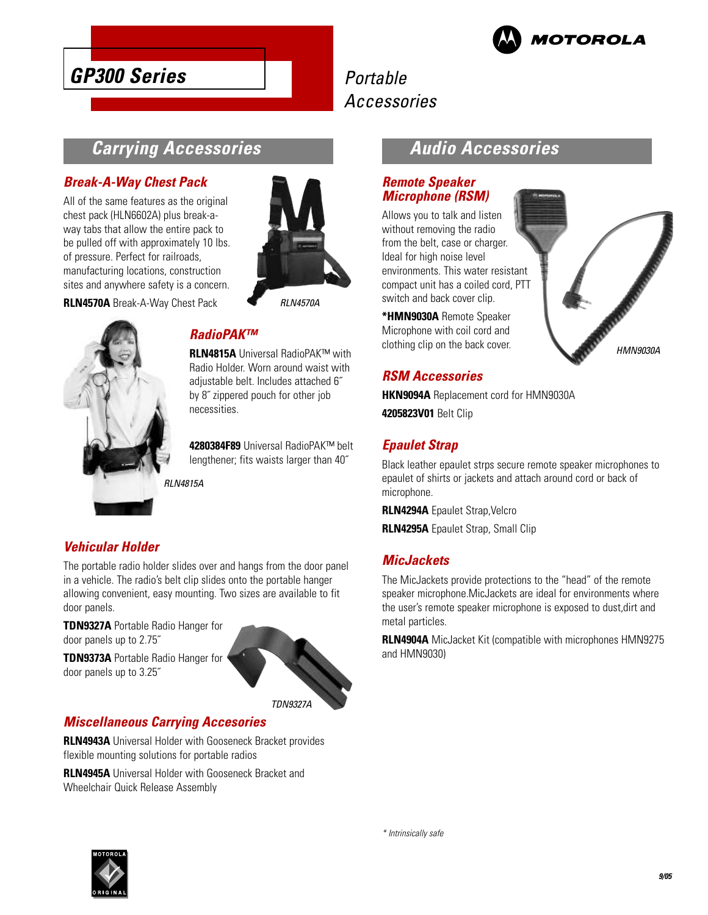# GP300 Series

Portable Accessories

## Carrying Accessories

### Break-A-Way Chest Pack

All of the same features as the original chest pack (HLN6602A) plus break-a-way tabs that allow the entire pack to be pulled off with approximately 10 lbs. of pressure. Perfect for railroads, manufacturing locations, construction sites and anywhere safety is a concern.

**RLN4570A** Break-A-Way Chest Pack

RLN4570A

### RadioPAK™

**RLN4815A** Universal RadioPAK™ with Radio Holder. Worn around waist with adjustable belt. Includes attached 6˝ by 8˝ zippered pouch for other job necessities.

**4280384F89** Universal RadioPAK™ belt lengthener; fits waists larger than 40˝

RLN4815A

### Vehicular Holder

The portable radio holder slides over and hangs from the door panel in a vehicle. The radio's belt clip slides onto the portable hanger allowing convenient, easy mounting. Two sizes are available to fit door panels.

**TDN9327A** Portable Radio Hanger for door panels up to 2.75˝

**TDN9373A** Portable Radio Hanger for door panels up to 3.25˝

TDN9327A

### Miscellaneous Carrying Accesories

**RLN4943A** Universal Holder with Gooseneck Bracket provides flexible mounting solutions for portable radios

**RLN4945A** Universal Holder with Gooseneck Bracket and Wheelchair Quick Release Assembly

## Audio Accessories

### Remote Speaker Microphone (RSM)

Allows you to talk and listen without removing the radio from the belt, case or charger. Ideal for high noise level environments. This water resistant compact unit has a coiled cord, PTT switch and back cover clip.

***HMN9030A** Remote Speaker Microphone with coil cord and clothing clip on the back cover.

HMN9030A

### RSM Accessories

**HKN9094A** Replacement cord for HMN9030A

**4205823V01** Belt Clip

### Epaulet Strap

Black leather epaulet strps secure remote speaker microphones to epaulet of shirts or jackets and attach around cord or back of microphone.

**RLN4294A** Epaulet Strap,Velcro

**RLN4295A** Epaulet Strap, Small Clip

### MicJackets

The MicJackets provide protections to the "head" of the remote speaker microphone.MicJackets are ideal for environments where the user's remote speaker microphone is exposed to dust,dirt and metal particles.

**RLN4904A** MicJacket Kit (compatible with microphones HMN9275 and HMN9030)

* Intrinsically safe

9/05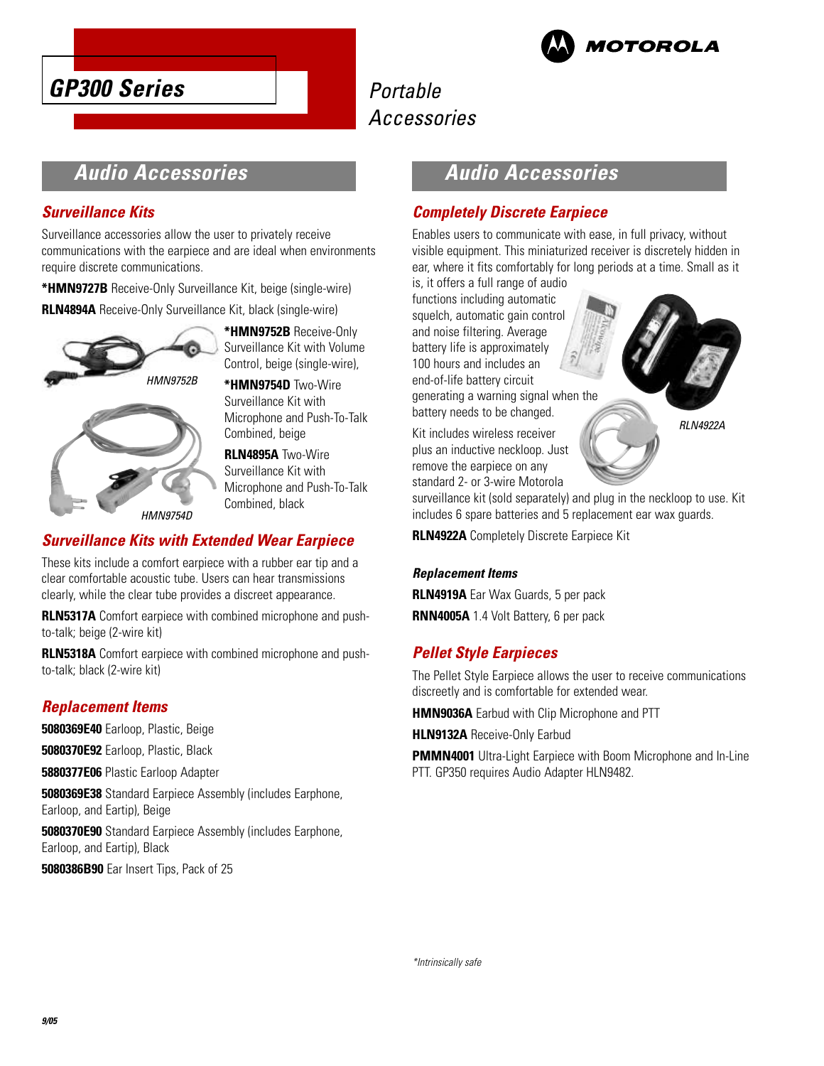# GP300 Series

Portable Accessories

## Audio Accessories

### Surveillance Kits

Surveillance accessories allow the user to privately receive communications with the earpiece and are ideal when environments require discrete communications.

**\*HMN9727B** Receive-Only Surveillance Kit, beige (single-wire)

**RLN4894A** Receive-Only Surveillance Kit, black (single-wire)

**\*HMN9752B** Receive-Only Surveillance Kit with Volume Control, beige (single-wire),

**\*HMN9754D** Two-Wire Surveillance Kit with Microphone and Push-To-Talk Combined, beige

**RLN4895A** Two-Wire Surveillance Kit with Microphone and Push-To-Talk Combined, black

HMN9752B

HMN9754D

### Surveillance Kits with Extended Wear Earpiece

These kits include a comfort earpiece with a rubber ear tip and a clear comfortable acoustic tube. Users can hear transmissions clearly, while the clear tube provides a discreet appearance.

**RLN5317A** Comfort earpiece with combined microphone and push-to-talk; beige (2-wire kit)

**RLN5318A** Comfort earpiece with combined microphone and push-to-talk; black (2-wire kit)

### Replacement Items

**5080369E40** Earloop, Plastic, Beige

**5080370E92** Earloop, Plastic, Black

**5880377E06** Plastic Earloop Adapter

**5080369E38** Standard Earpiece Assembly (includes Earphone, Earloop, and Eartip), Beige

**5080370E90** Standard Earpiece Assembly (includes Earphone, Earloop, and Eartip), Black

**5080386B90** Ear Insert Tips, Pack of 25

## Audio Accessories

### Completely Discrete Earpiece

Enables users to communicate with ease, in full privacy, without visible equipment. This miniaturized receiver is discretely hidden in ear, where it fits comfortably for long periods at a time. Small as it is, it offers a full range of audio functions including automatic squelch, automatic gain control and noise filtering. Average battery life is approximately 100 hours and includes an end-of-life battery circuit generating a warning signal when the battery needs to be changed.

Kit includes wireless receiver plus an inductive neckloop. Just remove the earpiece on any standard 2- or 3-wire Motorola surveillance kit (sold separately) and plug in the neckloop to use. Kit includes 6 spare batteries and 5 replacement ear wax guards.

RLN4922A

**RLN4922A** Completely Discrete Earpiece Kit

#### Replacement Items

**RLN4919A** Ear Wax Guards, 5 per pack

**RNN4005A** 1.4 Volt Battery, 6 per pack

### Pellet Style Earpieces

The Pellet Style Earpiece allows the user to receive communications discreetly and is comfortable for extended wear.

**HMN9036A** Earbud with Clip Microphone and PTT

**HLN9132A** Receive-Only Earbud

**PMMN4001** Ultra-Light Earpiece with Boom Microphone and In-Line PTT. GP350 requires Audio Adapter HLN9482.

*\*Intrinsically safe*

9/05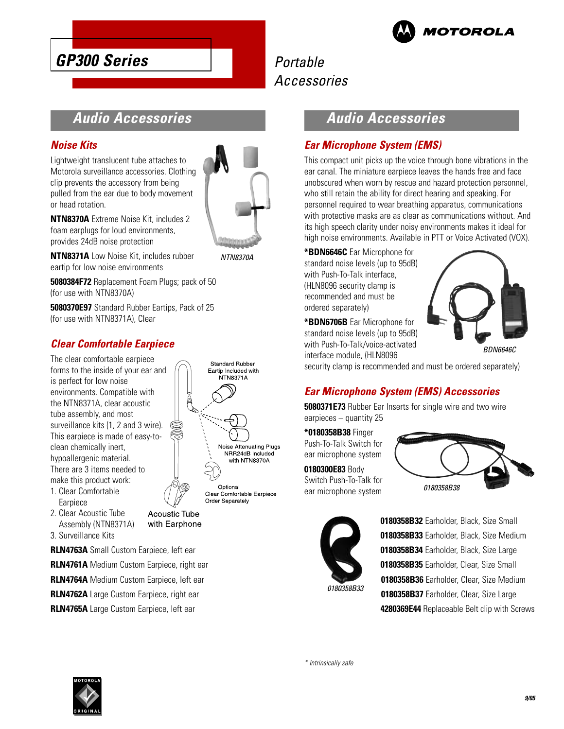# GP300 Series

Portable Accessories

## Audio Accessories

### Noise Kits

Lightweight translucent tube attaches to Motorola surveillance accessories. Clothing clip prevents the accessory from being pulled from the ear due to body movement or head rotation.

**NTN8370A** Extreme Noise Kit, includes 2 foam earplugs for loud environments, provides 24dB noise protection

*NTN8370A*

**NTN8371A** Low Noise Kit, includes rubber eartip for low noise environments

**5080384F72** Replacement Foam Plugs; pack of 50 (for use with NTN8370A)

**5080370E97** Standard Rubber Eartips, Pack of 25 (for use with NTN8371A), Clear

### Clear Comfortable Earpiece

The clear comfortable earpiece forms to the inside of your ear and is perfect for low noise environments. Compatible with the NTN8371A, clear acoustic tube assembly, and most surveillance kits (1, 2 and 3 wire). This earpiece is made of easy-to-clean chemically inert, hypoallergenic material. There are 3 items needed to make this product work:

1. Clear Comfortable Earpiece
2. Clear Acoustic Tube Assembly (NTN8371A)
3. Surveillance Kits

Standard Rubber Eartip Included with NTN8371A

Noise Attenuating Plugs NRR24dB Included with NTN8370A

Optional Clear Comfortable Earpiece Order Separately

Acoustic Tube with Earphone

**RLN4763A** Small Custom Earpiece, left ear

**RLN4761A** Medium Custom Earpiece, right ear

**RLN4764A** Medium Custom Earpiece, left ear

**RLN4762A** Large Custom Earpiece, right ear

**RLN4765A** Large Custom Earpiece, left ear

## Audio Accessories

### Ear Microphone System (EMS)

This compact unit picks up the voice through bone vibrations in the ear canal. The miniature earpiece leaves the hands free and face unobscured when worn by rescue and hazard protection personnel, who still retain the ability for direct hearing and speaking. For personnel required to wear breathing apparatus, communications with protective masks are as clear as communications without. And its high speech clarity under noisy environments makes it ideal for high noise environments. Available in PTT or Voice Activated (VOX).

**\*BDN6646C** Ear Microphone for standard noise levels (up to 95dB) with Push-To-Talk interface, (HLN8096 security clamp is recommended and must be ordered separately)

**\*BDN6706B** Ear Microphone for standard noise levels (up to 95dB) with Push-To-Talk/voice-activated interface module, (HLN8096 security clamp is recommended and must be ordered separately)

*BDN6646C*

### Ear Microphone System (EMS) Accessories

**5080371E73** Rubber Ear Inserts for single wire and two wire earpieces – quantity 25

**\*0180358B38** Finger Push-To-Talk Switch for ear microphone system

**0180300E83** Body Switch Push-To-Talk for ear microphone system

*0180358B38*

*0180358B33*

**0180358B32** Earholder, Black, Size Small

**0180358B33** Earholder, Black, Size Medium

**0180358B34** Earholder, Black, Size Large

**0180358B35** Earholder, Clear, Size Small

**0180358B36** Earholder, Clear, Size Medium

**0180358B37** Earholder, Clear, Size Large

**4280369E44** Replaceable Belt clip with Screws

*\* Intrinsically safe*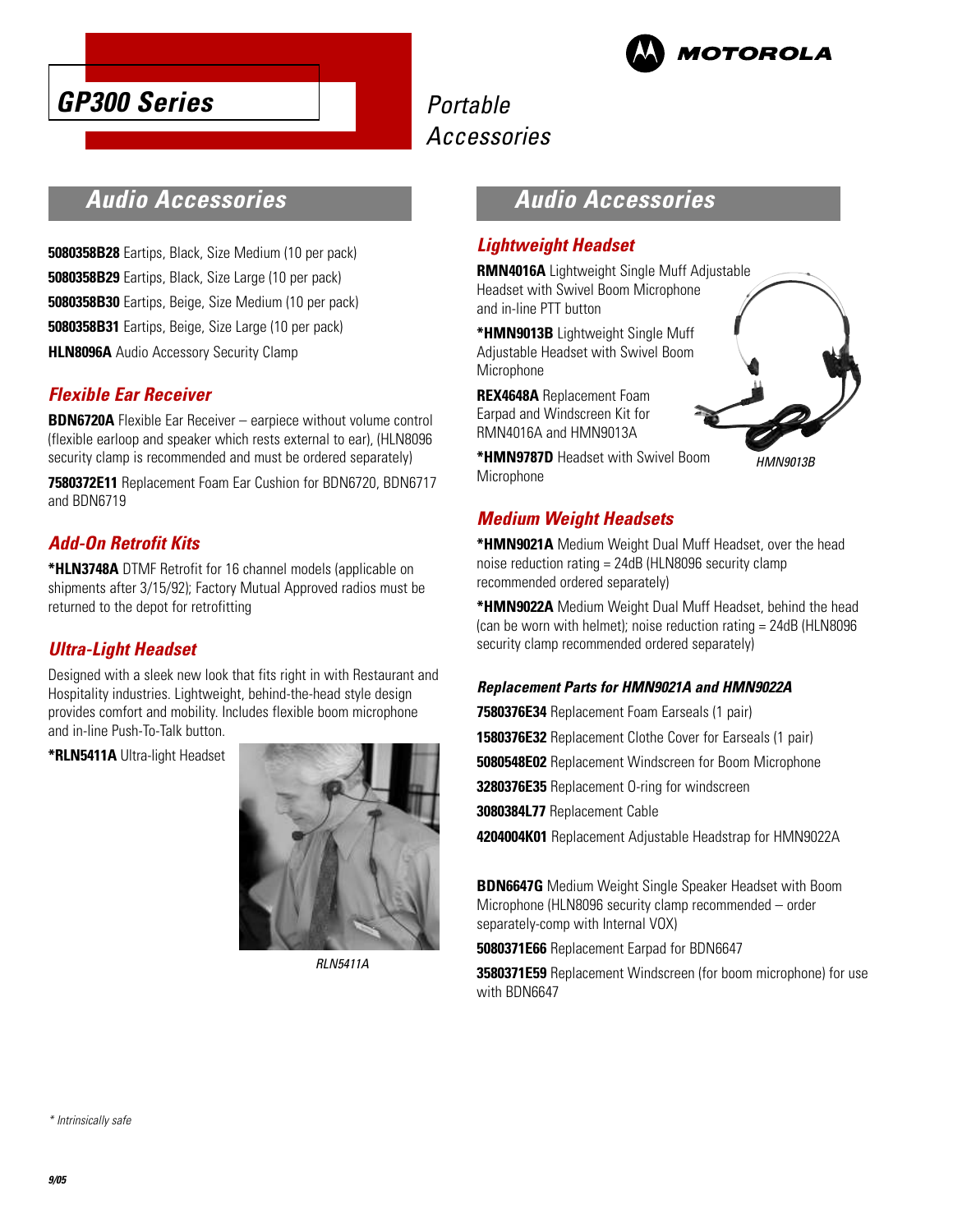# GP300 Series

Portable Accessories

## Audio Accessories

**5080358B28** Eartips, Black, Size Medium (10 per pack)

**5080358B29** Eartips, Black, Size Large (10 per pack)

**5080358B30** Eartips, Beige, Size Medium (10 per pack)

**5080358B31** Eartips, Beige, Size Large (10 per pack)

**HLN8096A** Audio Accessory Security Clamp

### Flexible Ear Receiver

**BDN6720A** Flexible Ear Receiver – earpiece without volume control (flexible earloop and speaker which rests external to ear), (HLN8096 security clamp is recommended and must be ordered separately)

**7580372E11** Replacement Foam Ear Cushion for BDN6720, BDN6717 and BDN6719

### Add-On Retrofit Kits

***HLN3748A** DTMF Retrofit for 16 channel models (applicable on shipments after 3/15/92); Factory Mutual Approved radios must be returned to the depot for retrofitting

### Ultra-Light Headset

Designed with a sleek new look that fits right in with Restaurant and Hospitality industries. Lightweight, behind-the-head style design provides comfort and mobility. Includes flexible boom microphone and in-line Push-To-Talk button.

***RLN5411A** Ultra-light Headset

*RLN5411A*

## Audio Accessories

### Lightweight Headset

**RMN4016A** Lightweight Single Muff Adjustable Headset with Swivel Boom Microphone and in-line PTT button

***HMN9013B** Lightweight Single Muff Adjustable Headset with Swivel Boom Microphone

**REX4648A** Replacement Foam Earpad and Windscreen Kit for RMN4016A and HMN9013A

***HMN9787D** Headset with Swivel Boom Microphone

*HMN9013B*

### Medium Weight Headsets

***HMN9021A** Medium Weight Dual Muff Headset, over the head noise reduction rating = 24dB (HLN8096 security clamp recommended ordered separately)

***HMN9022A** Medium Weight Dual Muff Headset, behind the head (can be worn with helmet); noise reduction rating = 24dB (HLN8096 security clamp recommended ordered separately)

#### Replacement Parts for HMN9021A and HMN9022A

**7580376E34** Replacement Foam Earseals (1 pair)

**1580376E32** Replacement Clothe Cover for Earseals (1 pair)

**5080548E02** Replacement Windscreen for Boom Microphone

**3280376E35** Replacement O-ring for windscreen

**3080384L77** Replacement Cable

**4204004K01** Replacement Adjustable Headstrap for HMN9022A

**BDN6647G** Medium Weight Single Speaker Headset with Boom Microphone (HLN8096 security clamp recommended – order separately-comp with Internal VOX)

**5080371E66** Replacement Earpad for BDN6647

**3580371E59** Replacement Windscreen (for boom microphone) for use with BDN6647

\* Intrinsically safe

9/05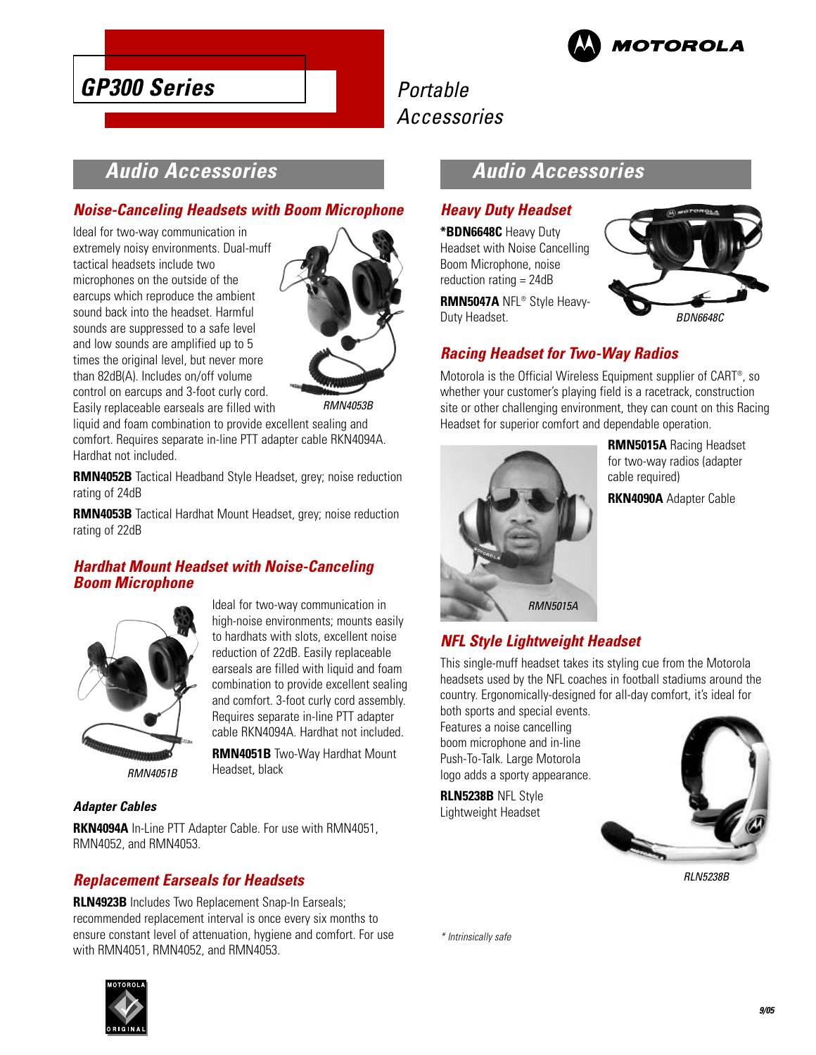# GP300 Series

Portable Accessories

## Audio Accessories

### Noise-Canceling Headsets with Boom Microphone

Ideal for two-way communication in extremely noisy environments. Dual-muff tactical headsets include two microphones on the outside of the earcups which reproduce the ambient sound back into the headset. Harmful sounds are suppressed to a safe level and low sounds are amplified up to 5 times the original level, but never more than 82dB(A). Includes on/off volume control on earcups and 3-foot curly cord. Easily replaceable earseals are filled with liquid and foam combination to provide excellent sealing and comfort. Requires separate in-line PTT adapter cable RKN4094A. Hardhat not included.

RMN4053B

**RMN4052B** Tactical Headband Style Headset, grey; noise reduction rating of 24dB

**RMN4053B** Tactical Hardhat Mount Headset, grey; noise reduction rating of 22dB

### Hardhat Mount Headset with Noise-Canceling Boom Microphone

Ideal for two-way communication in high-noise environments; mounts easily to hardhats with slots, excellent noise reduction of 22dB. Easily replaceable earseals are filled with liquid and foam combination to provide excellent sealing and comfort. 3-foot curly cord assembly. Requires separate in-line PTT adapter cable RKN4094A. Hardhat not included.

**RMN4051B** Two-Way Hardhat Mount Headset, black

RMN4051B

#### Adapter Cables

**RKN4094A** In-Line PTT Adapter Cable. For use with RMN4051, RMN4052, and RMN4053.

### Replacement Earseals for Headsets

**RLN4923B** Includes Two Replacement Snap-In Earseals; recommended replacement interval is once every six months to ensure constant level of attenuation, hygiene and comfort. For use with RMN4051, RMN4052, and RMN4053.

## Audio Accessories

### Heavy Duty Headset

**\*BDN6648C** Heavy Duty Headset with Noise Cancelling Boom Microphone, noise reduction rating = 24dB

**RMN5047A** NFL® Style Heavy-Duty Headset.

BDN6648C

### Racing Headset for Two-Way Radios

Motorola is the Official Wireless Equipment supplier of CART®, so whether your customer's playing field is a racetrack, construction site or other challenging environment, they can count on this Racing Headset for superior comfort and dependable operation.

**RMN5015A** Racing Headset for two-way radios (adapter cable required)

**RKN4090A** Adapter Cable

RMN5015A

### NFL Style Lightweight Headset

This single-muff headset takes its styling cue from the Motorola headsets used by the NFL coaches in football stadiums around the country. Ergonomically-designed for all-day comfort, it's ideal for both sports and special events. Features a noise cancelling boom microphone and in-line Push-To-Talk. Large Motorola logo adds a sporty appearance.

**RLN5238B** NFL Style Lightweight Headset

RLN5238B

*\* Intrinsically safe*

9/05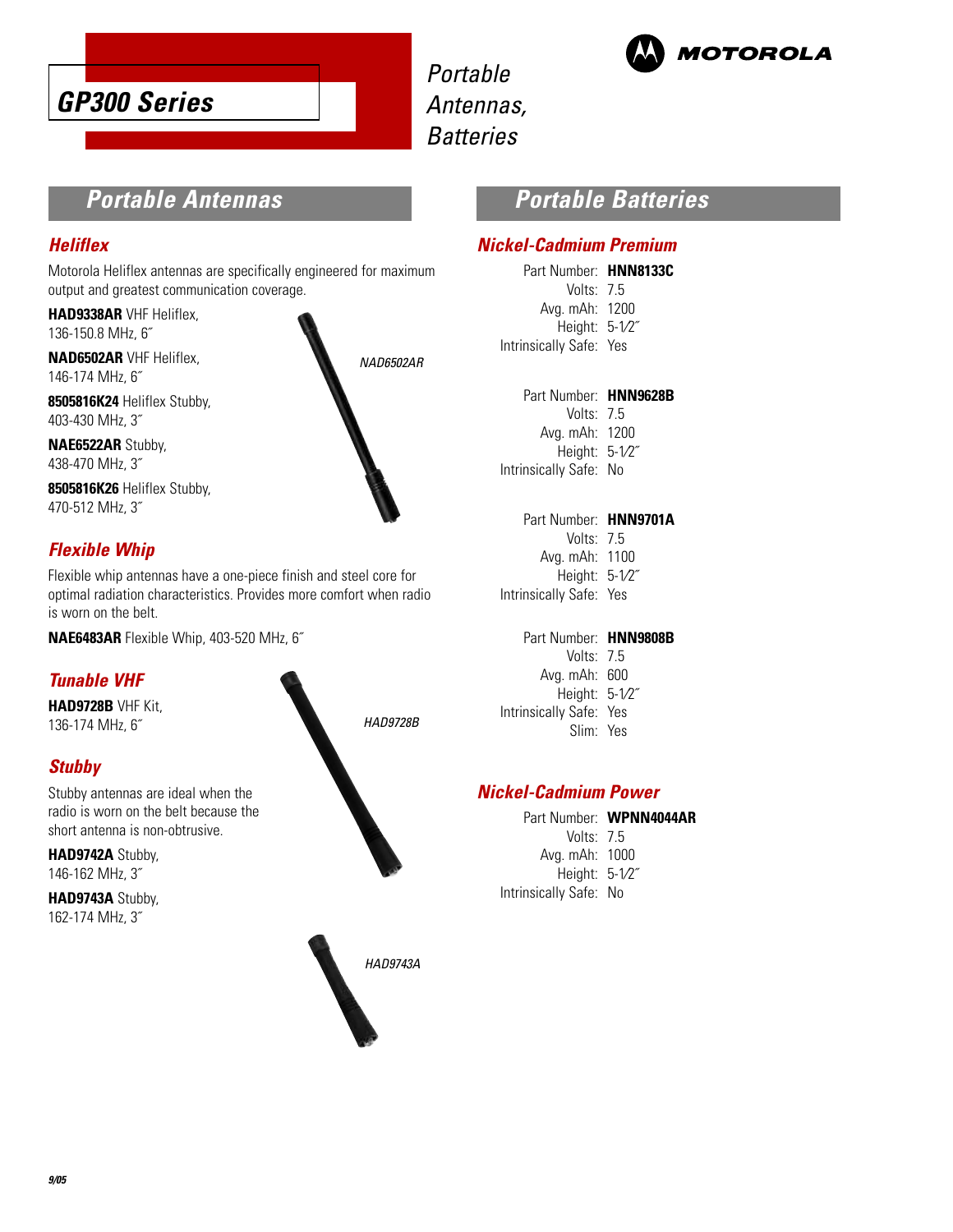# GP300 Series

## Portable Antennas, Batteries

## Portable Antennas

### Heliflex

Motorola Heliflex antennas are specifically engineered for maximum output and greatest communication coverage.

**HAD9338AR** VHF Heliflex, 136-150.8 MHz, 6˝

**NAD6502AR** VHF Heliflex, 146-174 MHz, 6˝

**8505816K24** Heliflex Stubby, 403-430 MHz, 3˝

**NAE6522AR** Stubby, 438-470 MHz, 3˝

**8505816K26** Heliflex Stubby, 470-512 MHz, 3˝

*NAD6502AR*

### Flexible Whip

Flexible whip antennas have a one-piece finish and steel core for optimal radiation characteristics. Provides more comfort when radio is worn on the belt.

**NAE6483AR** Flexible Whip, 403-520 MHz, 6˝

### Tunable VHF

**HAD9728B** VHF Kit, 136-174 MHz, 6˝

*HAD9728B*

### Stubby

Stubby antennas are ideal when the radio is worn on the belt because the short antenna is non-obtrusive.

**HAD9742A** Stubby, 146-162 MHz, 3˝

**HAD9743A** Stubby, 162-174 MHz, 3˝

*HAD9743A*

## Portable Batteries

### Nickel-Cadmium Premium

Part Number: **HNN8133C**
Volts: 7.5
Avg. mAh: 1200
Height: 5-1⁄2˝
Intrinsically Safe: Yes

Part Number: **HNN9628B**
Volts: 7.5
Avg. mAh: 1200
Height: 5-1⁄2˝
Intrinsically Safe: No

Part Number: **HNN9701A**
Volts: 7.5
Avg. mAh: 1100
Height: 5-1⁄2˝
Intrinsically Safe: Yes

Part Number: **HNN9808B**
Volts: 7.5
Avg. mAh: 600
Height: 5-1⁄2˝
Intrinsically Safe: Yes
Slim: Yes

### Nickel-Cadmium Power

Part Number: **WPNN4044AR**
Volts: 7.5
Avg. mAh: 1000
Height: 5-1⁄2˝
Intrinsically Safe: No

9/05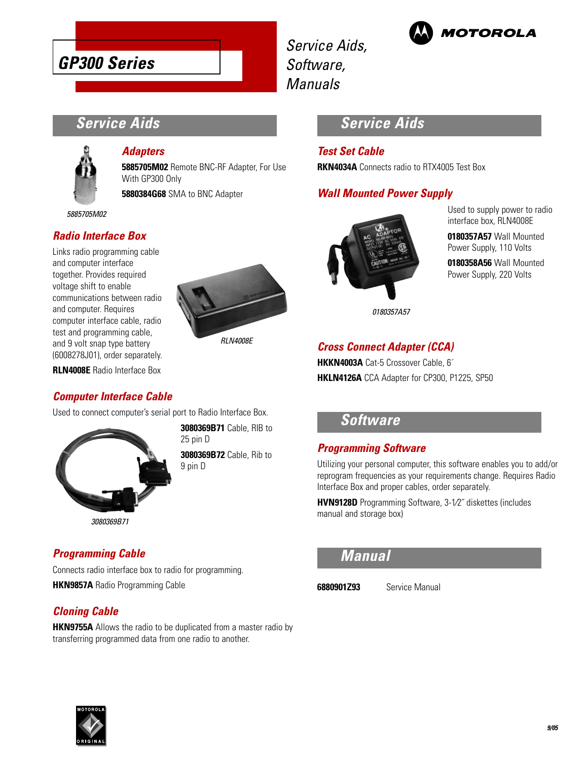# GP300 Series

Service Aids, Software, Manuals

MOTOROLA

## Service Aids

### Adapters

**5885705M02** Remote BNC-RF Adapter, For Use With GP300 Only

**5880384G68** SMA to BNC Adapter

*5885705M02*

### Radio Interface Box

Links radio programming cable and computer interface together. Provides required voltage shift to enable communications between radio and computer. Requires computer interface cable, radio test and programming cable, and 9 volt snap type battery (6008278J01), order separately.

*RLN4008E*

**RLN4008E** Radio Interface Box

### Computer Interface Cable

Used to connect computer's serial port to Radio Interface Box.

**3080369B71** Cable, RIB to 25 pin D

**3080369B72** Cable, Rib to 9 pin D

*3080369B71*

### Programming Cable

Connects radio interface box to radio for programming.

**HKN9857A** Radio Programming Cable

### Cloning Cable

**HKN9755A** Allows the radio to be duplicated from a master radio by transferring programmed data from one radio to another.

## Service Aids

### Test Set Cable

**RKN4034A** Connects radio to RTX4005 Test Box

### Wall Mounted Power Supply

Used to supply power to radio interface box, RLN4008E

**0180357A57** Wall Mounted Power Supply, 110 Volts

**0180358A56** Wall Mounted Power Supply, 220 Volts

*0180357A57*

### Cross Connect Adapter (CCA)

**HKKN4003A** Cat-5 Crossover Cable, 6´

**HKLN4126A** CCA Adapter for CP300, P1225, SP50

## Software

### Programming Software

Utilizing your personal computer, this software enables you to add/or reprogram frequencies as your requirements change. Requires Radio Interface Box and proper cables, order separately.

**HVN9128D** Programming Software, 3-1⁄2˝ diskettes (includes manual and storage box)

## Manual

**6880901Z93** Service Manual

9/05